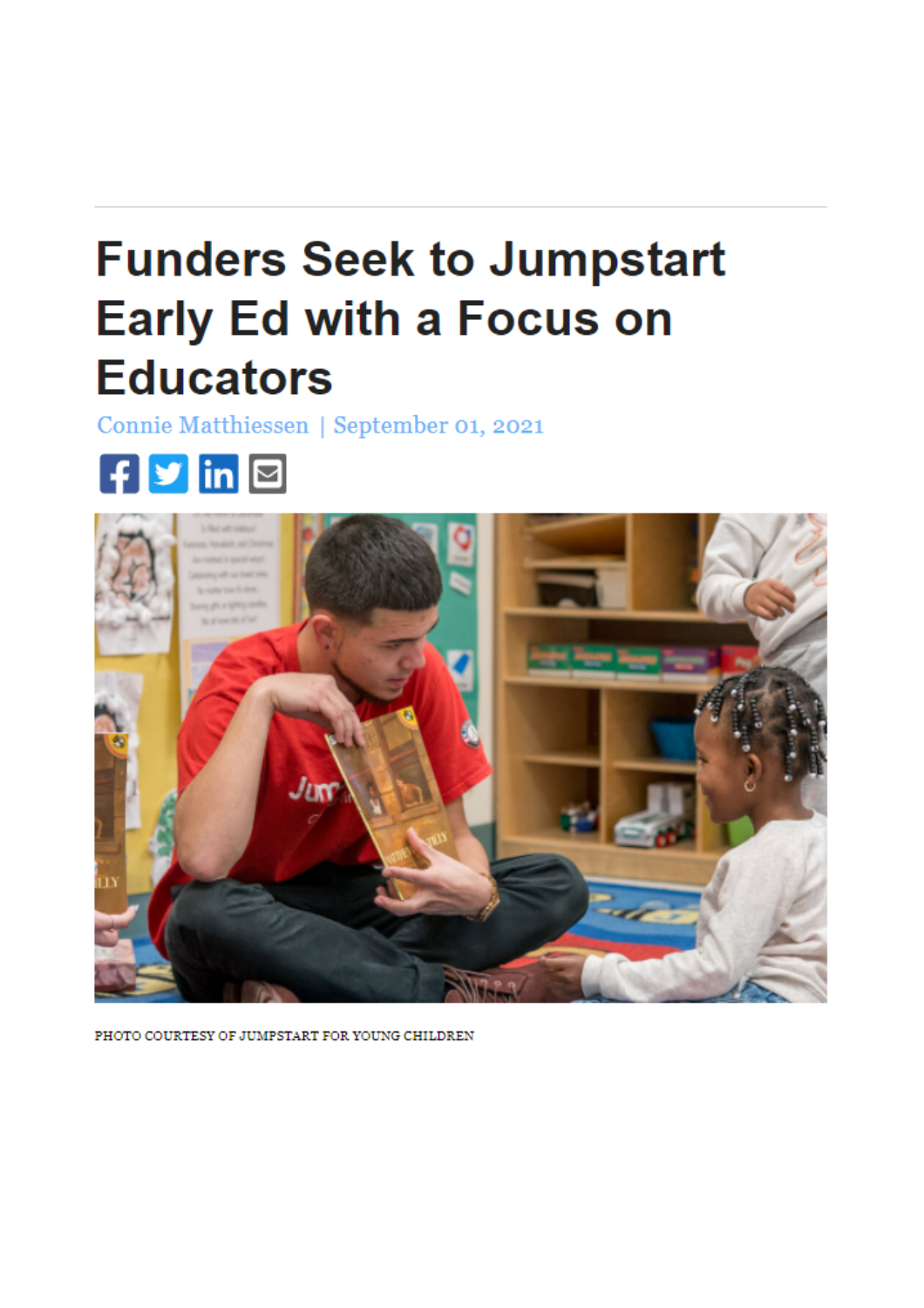# Funders Seek to Jumpstart Early Ed with a Focus on Educators

Connie Matthiessen | September 01, 2021

PHOTO COURTESY OF JUMPSTART FOR YOUNG CHILDREN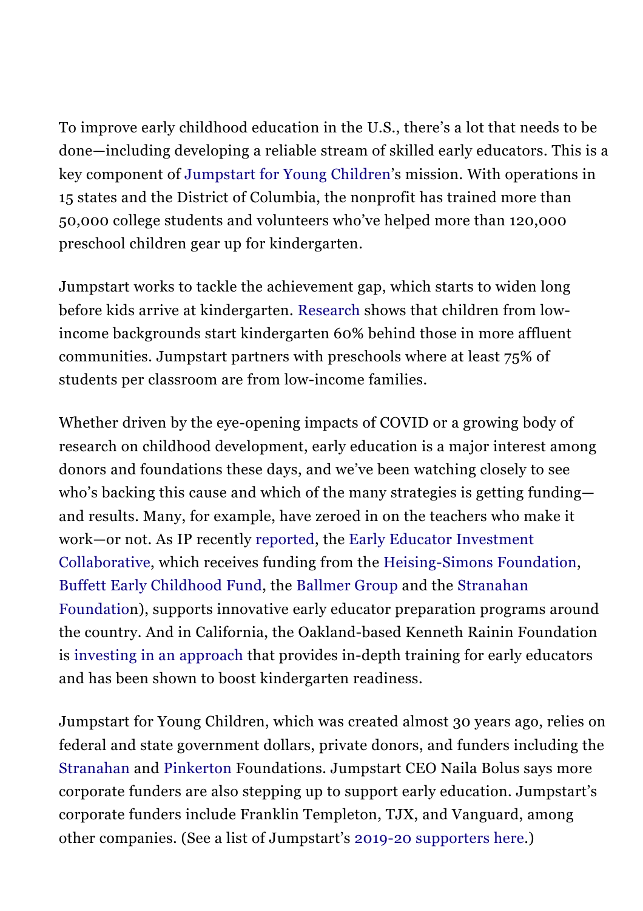To improve early childhood education in the U.S., there's a lot that needs to be done—including developing a reliable stream of skilled early educators. This is a key component of Jumpstart for Young Children's mission. With operations in 15 states and the District of Columbia, the nonprofit has trained more than 50,000 college students and volunteers who've helped more than 120,000 preschool children gear up for kindergarten.

Jumpstart works to tackle the achievement gap, which starts to widen long before kids arrive at kindergarten. Research shows that children from low-income backgrounds start kindergarten 60% behind those in more affluent communities. Jumpstart partners with preschools where at least 75% of students per classroom are from low-income families.

Whether driven by the eye-opening impacts of COVID or a growing body of research on childhood development, early education is a major interest among donors and foundations these days, and we've been watching closely to see who's backing this cause and which of the many strategies is getting funding—and results. Many, for example, have zeroed in on the teachers who make it work—or not. As IP recently reported, the Early Educator Investment Collaborative, which receives funding from the Heising-Simons Foundation, Buffett Early Childhood Fund, the Ballmer Group and the Stranahan Foundation), supports innovative early educator preparation programs around the country. And in California, the Oakland-based Kenneth Rainin Foundation is investing in an approach that provides in-depth training for early educators and has been shown to boost kindergarten readiness.

Jumpstart for Young Children, which was created almost 30 years ago, relies on federal and state government dollars, private donors, and funders including the Stranahan and Pinkerton Foundations. Jumpstart CEO Naila Bolus says more corporate funders are also stepping up to support early education. Jumpstart's corporate funders include Franklin Templeton, TJX, and Vanguard, among other companies. (See a list of Jumpstart's 2019-20 supporters here.)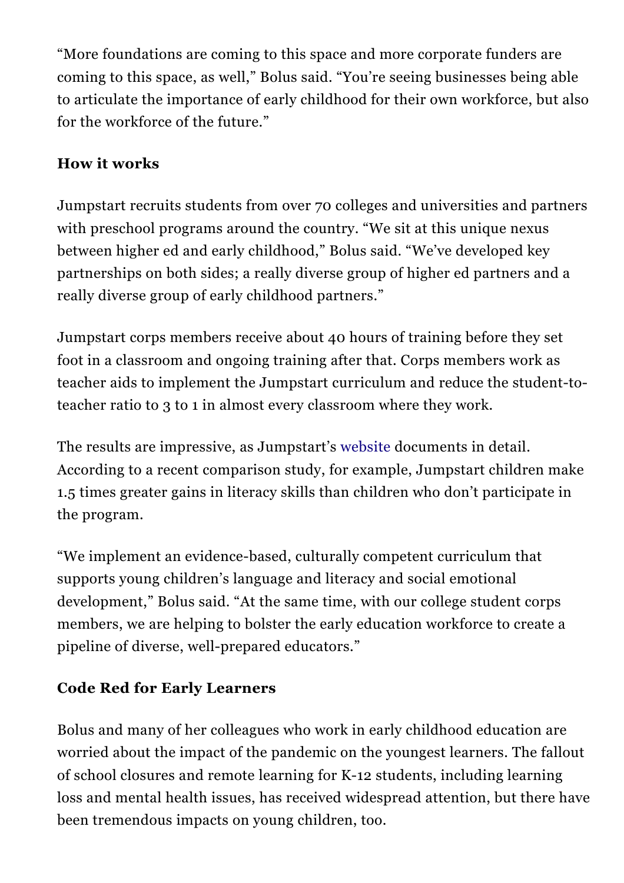"More foundations are coming to this space and more corporate funders are coming to this space, as well," Bolus said. "You're seeing businesses being able to articulate the importance of early childhood for their own workforce, but also for the workforce of the future."

**How it works**

Jumpstart recruits students from over 70 colleges and universities and partners with preschool programs around the country. "We sit at this unique nexus between higher ed and early childhood," Bolus said. "We've developed key partnerships on both sides; a really diverse group of higher ed partners and a really diverse group of early childhood partners."

Jumpstart corps members receive about 40 hours of training before they set foot in a classroom and ongoing training after that. Corps members work as teacher aids to implement the Jumpstart curriculum and reduce the student-to-teacher ratio to 3 to 1 in almost every classroom where they work.

The results are impressive, as Jumpstart's website documents in detail. According to a recent comparison study, for example, Jumpstart children make 1.5 times greater gains in literacy skills than children who don't participate in the program.

"We implement an evidence-based, culturally competent curriculum that supports young children's language and literacy and social emotional development," Bolus said. "At the same time, with our college student corps members, we are helping to bolster the early education workforce to create a pipeline of diverse, well-prepared educators."

**Code Red for Early Learners**

Bolus and many of her colleagues who work in early childhood education are worried about the impact of the pandemic on the youngest learners. The fallout of school closures and remote learning for K-12 students, including learning loss and mental health issues, has received widespread attention, but there have been tremendous impacts on young children, too.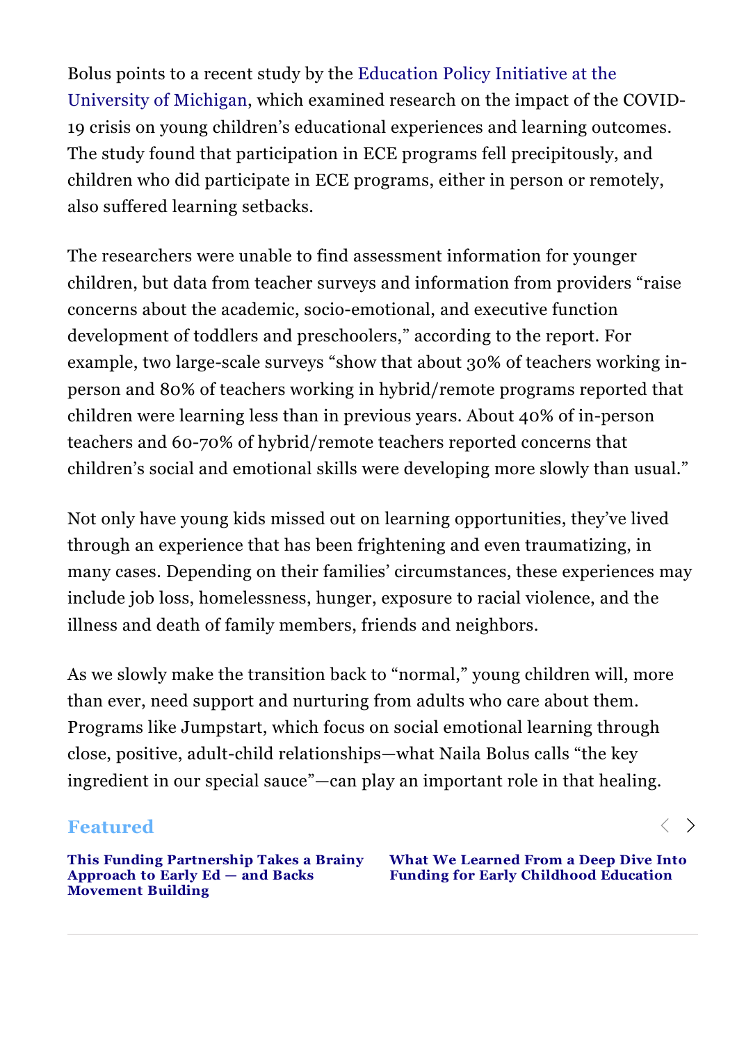Bolus points to a recent study by the Education Policy Initiative at the University of Michigan, which examined research on the impact of the COVID-19 crisis on young children's educational experiences and learning outcomes. The study found that participation in ECE programs fell precipitously, and children who did participate in ECE programs, either in person or remotely, also suffered learning setbacks.

The researchers were unable to find assessment information for younger children, but data from teacher surveys and information from providers "raise concerns about the academic, socio-emotional, and executive function development of toddlers and preschoolers," according to the report. For example, two large-scale surveys "show that about 30% of teachers working in-person and 80% of teachers working in hybrid/remote programs reported that children were learning less than in previous years. About 40% of in-person teachers and 60-70% of hybrid/remote teachers reported concerns that children's social and emotional skills were developing more slowly than usual."

Not only have young kids missed out on learning opportunities, they've lived through an experience that has been frightening and even traumatizing, in many cases. Depending on their families' circumstances, these experiences may include job loss, homelessness, hunger, exposure to racial violence, and the illness and death of family members, friends and neighbors.

As we slowly make the transition back to "normal," young children will, more than ever, need support and nurturing from adults who care about them. Programs like Jumpstart, which focus on social emotional learning through close, positive, adult-child relationships—what Naila Bolus calls "the key ingredient in our special sauce"—can play an important role in that healing.

## Featured

**This Funding Partnership Takes a Brainy Approach to Early Ed — and Backs Movement Building**

**What We Learned From a Deep Dive Into Funding for Early Childhood Education**